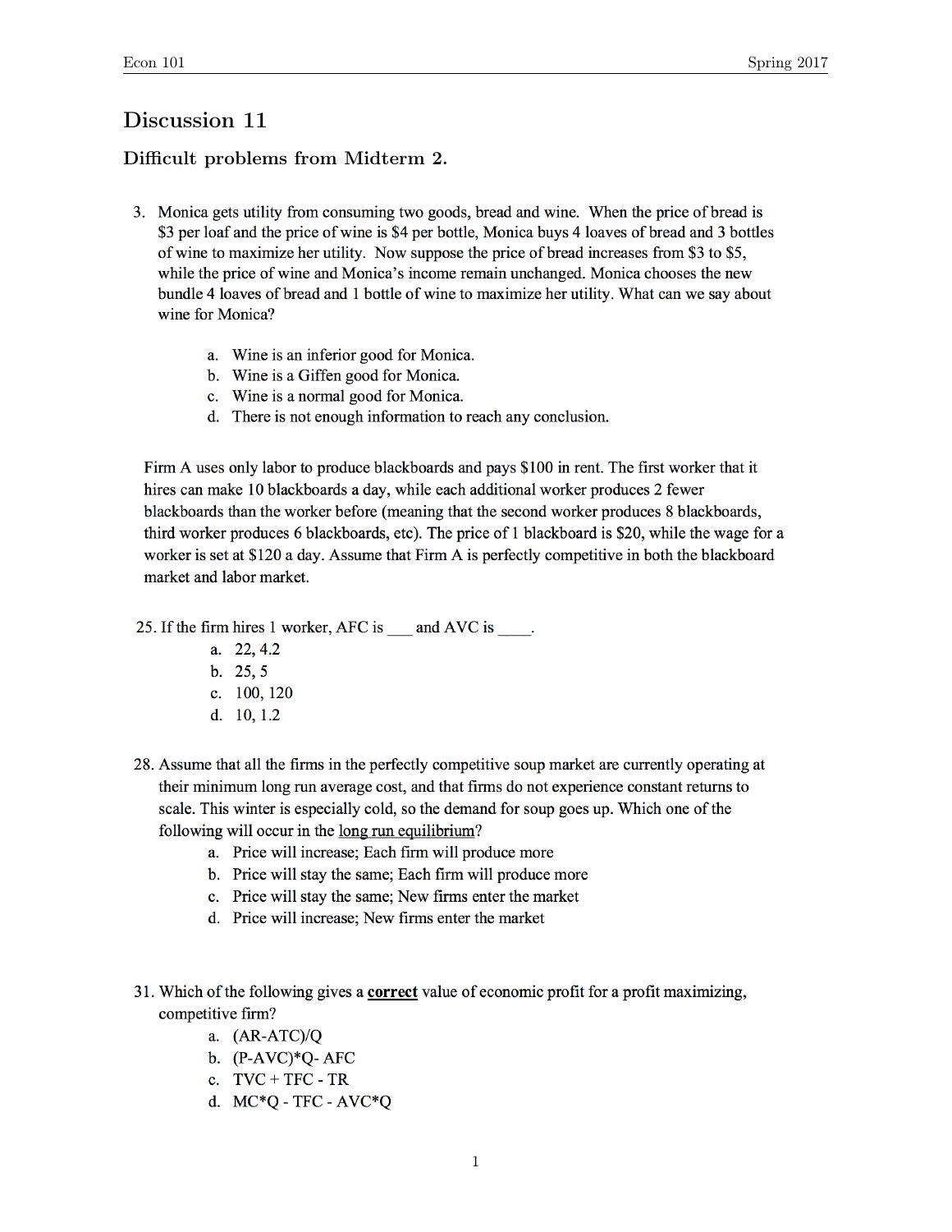# Discussion 11

## Difficult problems from Midterm 2.

3. Monica gets utility from consuming two goods, bread and wine. When the price of bread is $3 per loaf and the price of wine is $4 per bottle, Monica buys 4 loaves of bread and 3 bottles of wine to maximize her utility. Now suppose the price of bread increases from $3 to $5, while the price of wine and Monica's income remain unchanged. Monica chooses the new bundle 4 loaves of bread and 1 bottle of wine to maximize her utility. What can we say about wine for Monica?

   a. Wine is an inferior good for Monica.
   b. Wine is a Giffen good for Monica.
   c. Wine is a normal good for Monica.
   d. There is not enough information to reach any conclusion.

Firm A uses only labor to produce blackboards and pays $100 in rent. The first worker that it hires can make 10 blackboards a day, while each additional worker produces 2 fewer blackboards than the worker before (meaning that the second worker produces 8 blackboards, third worker produces 6 blackboards, etc). The price of 1 blackboard is $20, while the wage for a worker is set at $120 a day. Assume that Firm A is perfectly competitive in both the blackboard market and labor market.

25. If the firm hires 1 worker, AFC is ___ and AVC is ____.
    a. 22, 4.2
    b. 25, 5
    c. 100, 120
    d. 10, 1.2

28. Assume that all the firms in the perfectly competitive soup market are currently operating at their minimum long run average cost, and that firms do not experience constant returns to scale. This winter is especially cold, so the demand for soup goes up. Which one of the following will occur in the long run equilibrium?
    a. Price will increase; Each firm will produce more
    b. Price will stay the same; Each firm will produce more
    c. Price will stay the same; New firms enter the market
    d. Price will increase; New firms enter the market

31. Which of the following gives a **correct** value of economic profit for a profit maximizing, competitive firm?
    a. (AR-ATC)/Q
    b. (P-AVC)*Q- AFC
    c. TVC + TFC - TR
    d. MC*Q - TFC - AVC*Q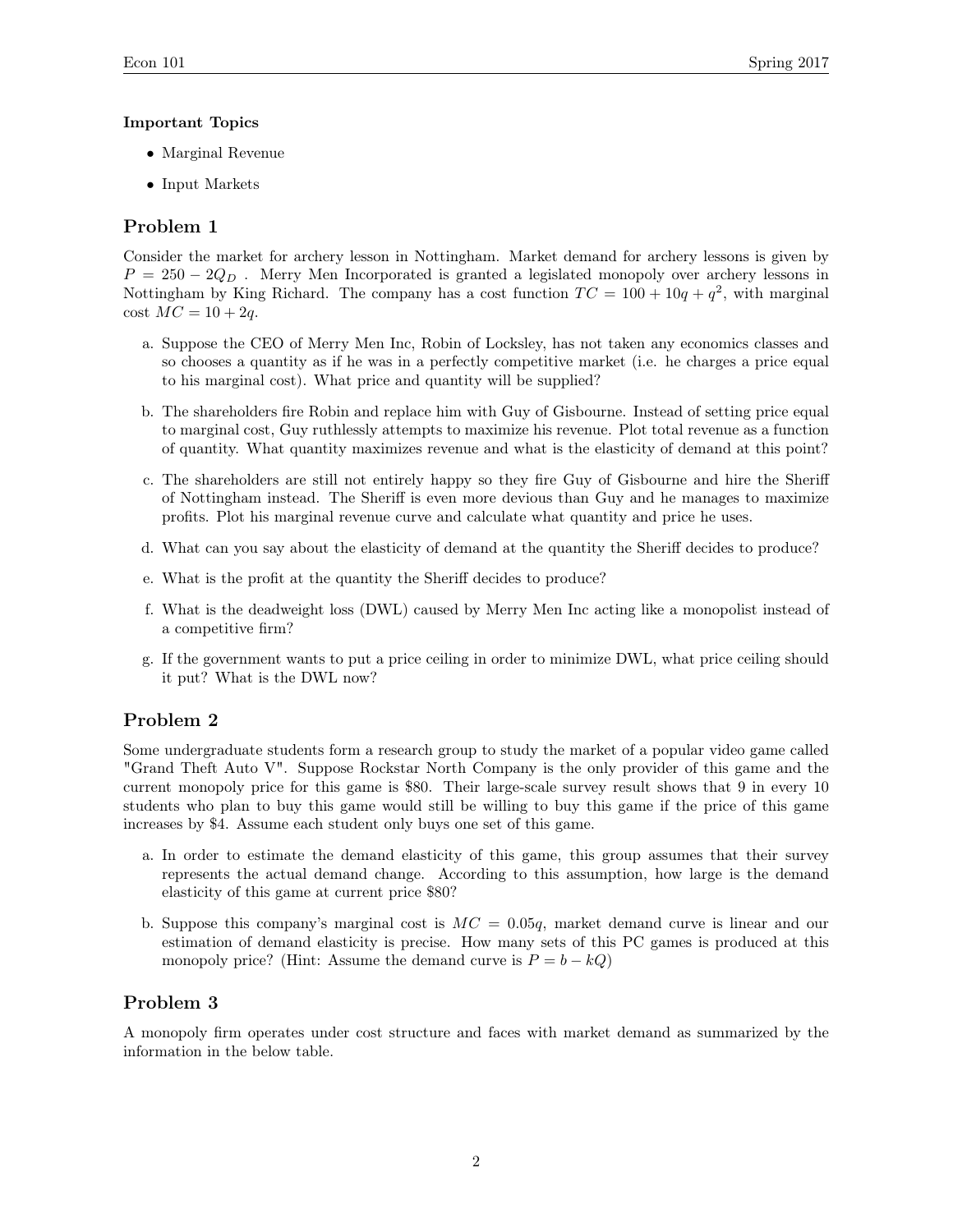**Important Topics**

- Marginal Revenue
- Input Markets

## Problem 1

Consider the market for archery lesson in Nottingham. Market demand for archery lessons is given by $P = 250 - 2Q_D$ . Merry Men Incorporated is granted a legislated monopoly over archery lessons in Nottingham by King Richard. The company has a cost function $TC = 100 + 10q + q^2$, with marginal cost $MC = 10 + 2q$.

a. Suppose the CEO of Merry Men Inc, Robin of Locksley, has not taken any economics classes and so chooses a quantity as if he was in a perfectly competitive market (i.e. he charges a price equal to his marginal cost). What price and quantity will be supplied?

b. The shareholders fire Robin and replace him with Guy of Gisbourne. Instead of setting price equal to marginal cost, Guy ruthlessly attempts to maximize his revenue. Plot total revenue as a function of quantity. What quantity maximizes revenue and what is the elasticity of demand at this point?

c. The shareholders are still not entirely happy so they fire Guy of Gisbourne and hire the Sheriff of Nottingham instead. The Sheriff is even more devious than Guy and he manages to maximize profits. Plot his marginal revenue curve and calculate what quantity and price he uses.

d. What can you say about the elasticity of demand at the quantity the Sheriff decides to produce?

e. What is the profit at the quantity the Sheriff decides to produce?

f. What is the deadweight loss (DWL) caused by Merry Men Inc acting like a monopolist instead of a competitive firm?

g. If the government wants to put a price ceiling in order to minimize DWL, what price ceiling should it put? What is the DWL now?

## Problem 2

Some undergraduate students form a research group to study the market of a popular video game called "Grand Theft Auto V". Suppose Rockstar North Company is the only provider of this game and the current monopoly price for this game is \$80. Their large-scale survey result shows that 9 in every 10 students who plan to buy this game would still be willing to buy this game if the price of this game increases by \$4. Assume each student only buys one set of this game.

a. In order to estimate the demand elasticity of this game, this group assumes that their survey represents the actual demand change. According to this assumption, how large is the demand elasticity of this game at current price \$80?

b. Suppose this company's marginal cost is $MC = 0.05q$, market demand curve is linear and our estimation of demand elasticity is precise. How many sets of this PC games is produced at this monopoly price? (Hint: Assume the demand curve is $P = b - kQ$)

## Problem 3

A monopoly firm operates under cost structure and faces with market demand as summarized by the information in the below table.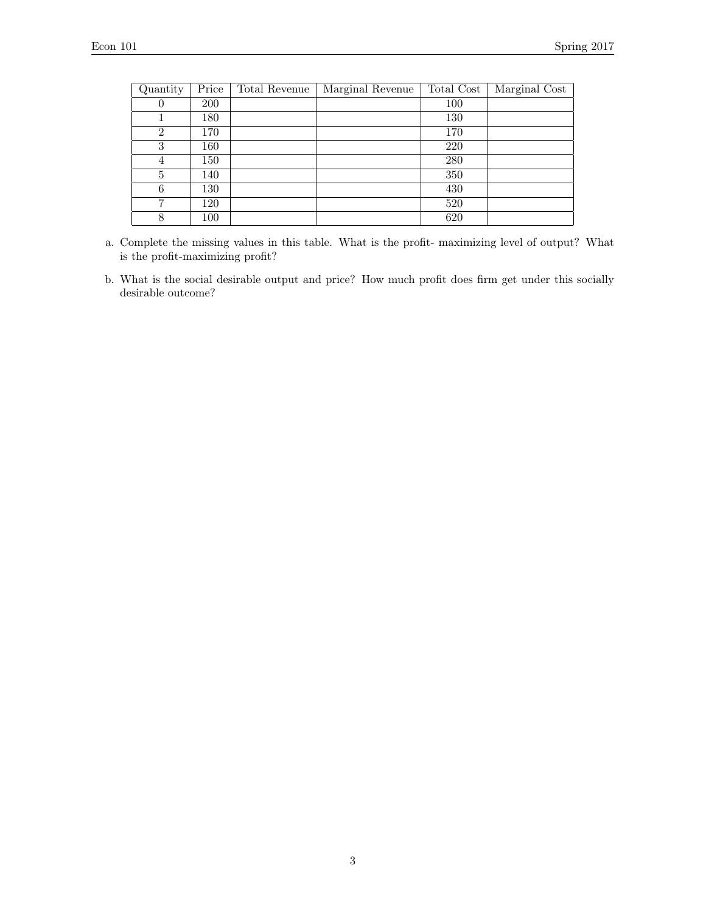| Quantity | Price | Total Revenue | Marginal Revenue | Total Cost | Marginal Cost |
|---|---|---|---|---|---|
| 0 | 200 | | | 100 | |
| 1 | 180 | | | 130 | |
| 2 | 170 | | | 170 | |
| 3 | 160 | | | 220 | |
| 4 | 150 | | | 280 | |
| 5 | 140 | | | 350 | |
| 6 | 130 | | | 430 | |
| 7 | 120 | | | 520 | |
| 8 | 100 | | | 620 | |

a. Complete the missing values in this table. What is the profit- maximizing level of output? What is the profit-maximizing profit?

b. What is the social desirable output and price? How much profit does firm get under this socially desirable outcome?